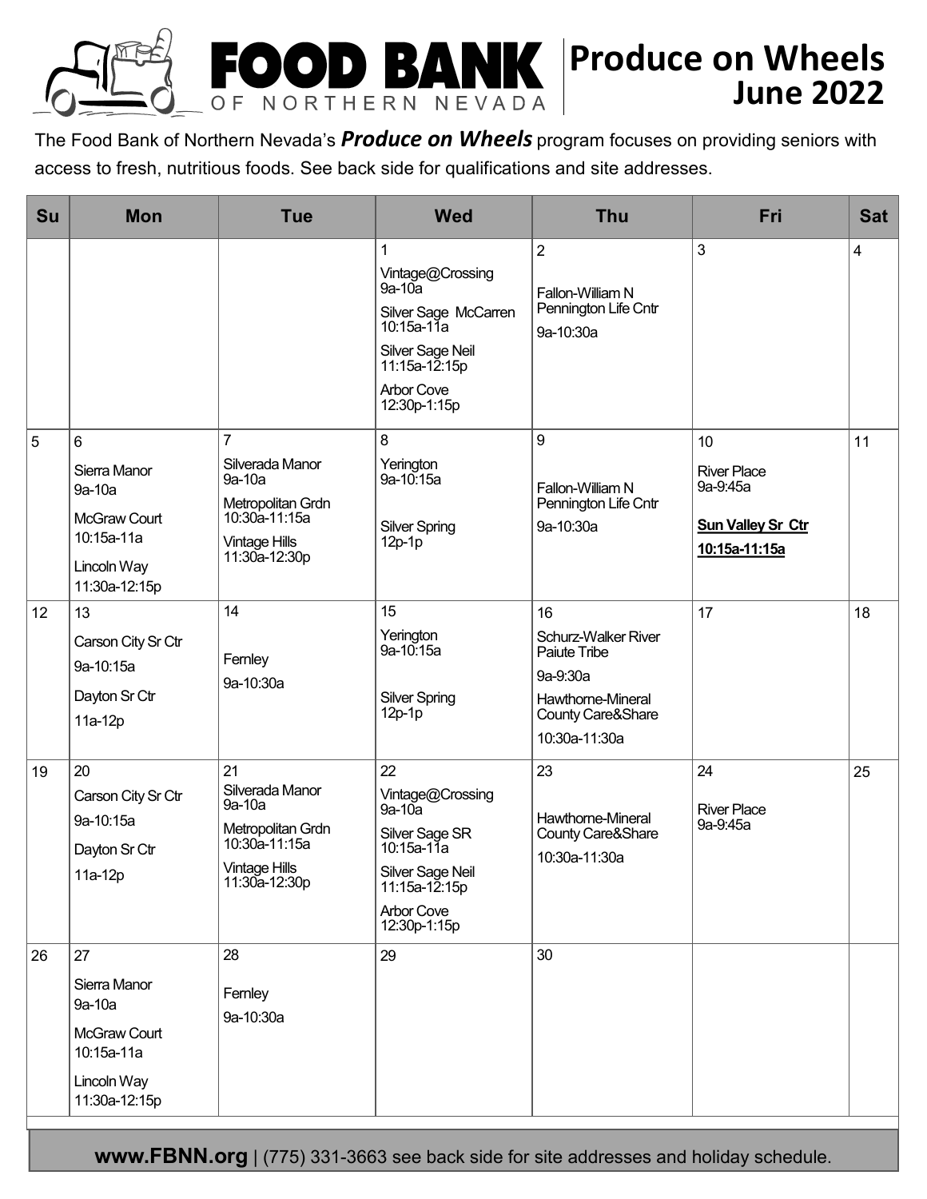# FOOD BANK OF NORTHERN NEVADA

## Produce on Wheels June 2022

The Food Bank of Northern Nevada's ***Produce on Wheels*** program focuses on providing seniors with access to fresh, nutritious foods. See back side for qualifications and site addresses.

| Su | Mon | Tue | Wed | Thu | Fri | Sat |
|---|---|---|---|---|---|---|
| | | | 1<br>Vintage@Crossing 9a-10a<br>Silver Sage McCarren 10:15a-11a<br>Silver Sage Neil 11:15a-12:15p<br>Arbor Cove 12:30p-1:15p | 2<br>Fallon-William N Pennington Life Cntr<br>9a-10:30a | 3 | 4 |
| 5 | 6<br>Sierra Manor 9a-10a<br>McGraw Court 10:15a-11a<br>Lincoln Way 11:30a-12:15p | 7<br>Silverada Manor 9a-10a<br>Metropolitan Grdn 10:30a-11:15a<br>Vintage Hills 11:30a-12:30p | 8<br>Yerington 9a-10:15a<br>Silver Spring 12p-1p | 9<br>Fallon-William N Pennington Life Cntr<br>9a-10:30a | 10<br>River Place 9a-9:45a<br>**Sun Valley Sr Ctr**<br>**10:15a-11:15a** | 11 |
| 12 | 13<br>Carson City Sr Ctr<br>9a-10:15a<br>Dayton Sr Ctr<br>11a-12p | 14<br>Fernley<br>9a-10:30a | 15<br>Yerington 9a-10:15a<br>Silver Spring 12p-1p | 16<br>Schurz-Walker River Paiute Tribe<br>9a-9:30a<br>Hawthorne-Mineral County Care&Share<br>10:30a-11:30a | 17 | 18 |
| 19 | 20<br>Carson City Sr Ctr<br>9a-10:15a<br>Dayton Sr Ctr<br>11a-12p | 21<br>Silverada Manor 9a-10a<br>Metropolitan Grdn 10:30a-11:15a<br>Vintage Hills 11:30a-12:30p | 22<br>Vintage@Crossing 9a-10a<br>Silver Sage SR 10:15a-11a<br>Silver Sage Neil 11:15a-12:15p<br>Arbor Cove 12:30p-1:15p | 23<br>Hawthorne-Mineral County Care&Share<br>10:30a-11:30a | 24<br>River Place 9a-9:45a | 25 |
| 26 | 27<br>Sierra Manor<br>9a-10a<br>McGraw Court<br>10:15a-11a<br>Lincoln Way<br>11:30a-12:15p | 28<br>Fernley<br>9a-10:30a | 29 | 30 | | |

**www.FBNN.org** | (775) 331-3663 see back side for site addresses and holiday schedule.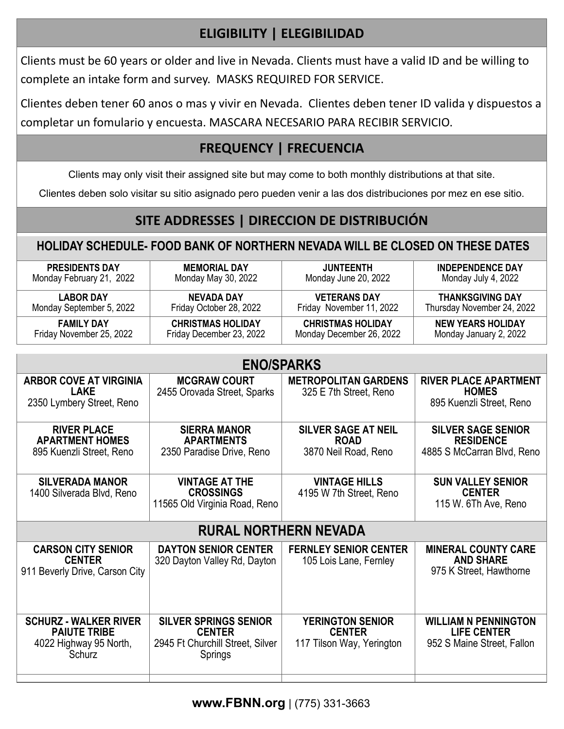## ELIGIBILITY | ELEGIBILIDAD

Clients must be 60 years or older and live in Nevada. Clients must have a valid ID and be willing to complete an intake form and survey. MASKS REQUIRED FOR SERVICE.

Clientes deben tener 60 anos o mas y vivir en Nevada. Clientes deben tener ID valida y dispuestos a completar un fomulario y encuesta. MASCARA NECESARIO PARA RECIBIR SERVICIO.

## FREQUENCY | FRECUENCIA

Clients may only visit their assigned site but may come to both monthly distributions at that site.

Clientes deben solo visitar su sitio asignado pero pueden venir a las dos distribuciones por mez en ese sitio.

## SITE ADDRESSES | DIRECCION DE DISTRIBUCIÓN

### HOLIDAY SCHEDULE- FOOD BANK OF NORTHERN NEVADA WILL BE CLOSED ON THESE DATES

| | | | |
|---|---|---|---|
| **PRESIDENTS DAY** Monday February 21, 2022 | **MEMORIAL DAY** Monday May 30, 2022 | **JUNTEENTH** Monday June 20, 2022 | **INDEPENDENCE DAY** Monday July 4, 2022 |
| **LABOR DAY** Monday September 5, 2022 | **NEVADA DAY** Friday October 28, 2022 | **VETERANS DAY** Friday November 11, 2022 | **THANKSGIVING DAY** Thursday November 24, 2022 |
| **FAMILY DAY** Friday November 25, 2022 | **CHRISTMAS HOLIDAY** Friday December 23, 2022 | **CHRISTMAS HOLIDAY** Monday December 26, 2022 | **NEW YEARS HOLIDAY** Monday January 2, 2022 |

### ENO/SPARKS

| | | | |
|---|---|---|---|
| **ARBOR COVE AT VIRGINIA LAKE** 2350 Lymbery Street, Reno | **MCGRAW COURT** 2455 Orovada Street, Sparks | **METROPOLITAN GARDENS** 325 E 7th Street, Reno | **RIVER PLACE APARTMENT HOMES** 895 Kuenzli Street, Reno |
| **RIVER PLACE APARTMENT HOMES** 895 Kuenzli Street, Reno | **SIERRA MANOR APARTMENTS** 2350 Paradise Drive, Reno | **SILVER SAGE AT NEIL ROAD** 3870 Neil Road, Reno | **SILVER SAGE SENIOR RESIDENCE** 4885 S McCarran Blvd, Reno |
| **SILVERADA MANOR** 1400 Silverada Blvd, Reno | **VINTAGE AT THE CROSSINGS** 11565 Old Virginia Road, Reno | **VINTAGE HILLS** 4195 W 7th Street, Reno | **SUN VALLEY SENIOR CENTER** 115 W. 6Th Ave, Reno |

### RURAL NORTHERN NEVADA

| | | | |
|---|---|---|---|
| **CARSON CITY SENIOR CENTER** 911 Beverly Drive, Carson City | **DAYTON SENIOR CENTER** 320 Dayton Valley Rd, Dayton | **FERNLEY SENIOR CENTER** 105 Lois Lane, Fernley | **MINERAL COUNTY CARE AND SHARE** 975 K Street, Hawthorne |
| **SCHURZ - WALKER RIVER PAIUTE TRIBE** 4022 Highway 95 North, Schurz | **SILVER SPRINGS SENIOR CENTER** 2945 Ft Churchill Street, Silver Springs | **YERINGTON SENIOR CENTER** 117 Tilson Way, Yerington | **WILLIAM N PENNINGTON LIFE CENTER** 952 S Maine Street, Fallon |

**www.FBNN.org** | (775) 331-3663